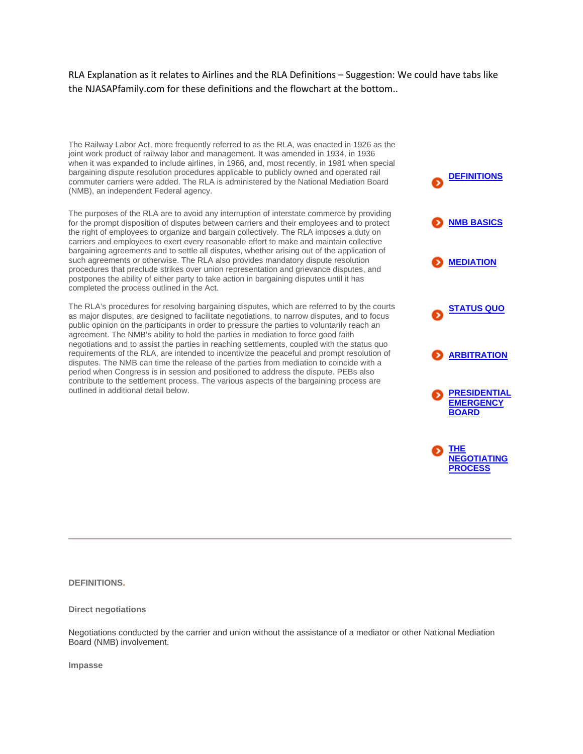RLA Explanation as it relates to Airlines and the RLA Definitions – Suggestion: We could have tabs like the NJASAPfamily.com for these definitions and the flowchart at the bottom..

The Railway Labor Act, more frequently referred to as the RLA, was enacted in 1926 as the joint work product of railway labor and management. It was amended in 1934, in 1936 when it was expanded to include airlines, in 1966, and, most recently, in 1981 when special bargaining dispute resolution procedures applicable to publicly owned and operated rail commuter carriers were added. The RLA is administered by the National Mediation Board (NMB), an independent Federal agency.

The purposes of the RLA are to avoid any interruption of interstate commerce by providing for the prompt disposition of disputes between carriers and their employees and to protect the right of employees to organize and bargain collectively. The RLA imposes a duty on carriers and employees to exert every reasonable effort to make and maintain collective bargaining agreements and to settle all disputes, whether arising out of the application of such agreements or otherwise. The RLA also provides mandatory dispute resolution procedures that preclude strikes over union representation and grievance disputes, and postpones the ability of either party to take action in bargaining disputes until it has completed the process outlined in the Act.

The RLA's procedures for resolving bargaining disputes, which are referred to by the courts as major disputes, are designed to facilitate negotiations, to narrow disputes, and to focus public opinion on the participants in order to pressure the parties to voluntarily reach an agreement. The NMB's ability to hold the parties in mediation to force good faith negotiations and to assist the parties in reaching settlements, coupled with the status quo requirements of the RLA, are intended to incentivize the peaceful and prompt resolution of disputes. The NMB can time the release of the parties from mediation to coincide with a period when Congress is in session and positioned to address the dispute. PEBs also contribute to the settlement process. The various aspects of the bargaining process are outlined in additional detail below.

- **DEFINITIONS**
- **NMB BASICS**
- **MEDIATION**
- **STATUS QUO**
- **ARBITRATION**
- **PRESIDENTIAL EMERGENCY BOARD**
- **THE NEGOTIATING PROCESS**

---

**DEFINITIONS.**

**Direct negotiations**

Negotiations conducted by the carrier and union without the assistance of a mediator or other National Mediation Board (NMB) involvement.

**Impasse**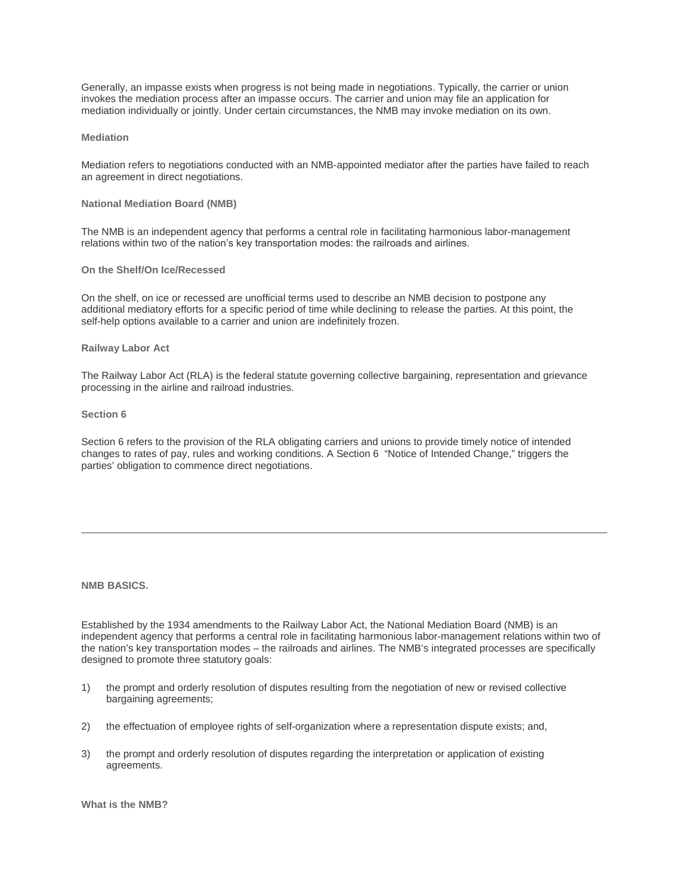Generally, an impasse exists when progress is not being made in negotiations. Typically, the carrier or union invokes the mediation process after an impasse occurs. The carrier and union may file an application for mediation individually or jointly. Under certain circumstances, the NMB may invoke mediation on its own.

**Mediation**

Mediation refers to negotiations conducted with an NMB-appointed mediator after the parties have failed to reach an agreement in direct negotiations.

**National Mediation Board (NMB)**

The NMB is an independent agency that performs a central role in facilitating harmonious labor-management relations within two of the nation's key transportation modes: the railroads and airlines.

**On the Shelf/On Ice/Recessed**

On the shelf, on ice or recessed are unofficial terms used to describe an NMB decision to postpone any additional mediatory efforts for a specific period of time while declining to release the parties. At this point, the self-help options available to a carrier and union are indefinitely frozen.

**Railway Labor Act**

The Railway Labor Act (RLA) is the federal statute governing collective bargaining, representation and grievance processing in the airline and railroad industries.

**Section 6**

Section 6 refers to the provision of the RLA obligating carriers and unions to provide timely notice of intended changes to rates of pay, rules and working conditions. A Section 6 "Notice of Intended Change," triggers the parties' obligation to commence direct negotiations.

---

**NMB BASICS.**

Established by the 1934 amendments to the Railway Labor Act, the National Mediation Board (NMB) is an independent agency that performs a central role in facilitating harmonious labor-management relations within two of the nation's key transportation modes – the railroads and airlines. The NMB's integrated processes are specifically designed to promote three statutory goals:

1) the prompt and orderly resolution of disputes resulting from the negotiation of new or revised collective bargaining agreements;
2) the effectuation of employee rights of self-organization where a representation dispute exists; and,
3) the prompt and orderly resolution of disputes regarding the interpretation or application of existing agreements.

**What is the NMB?**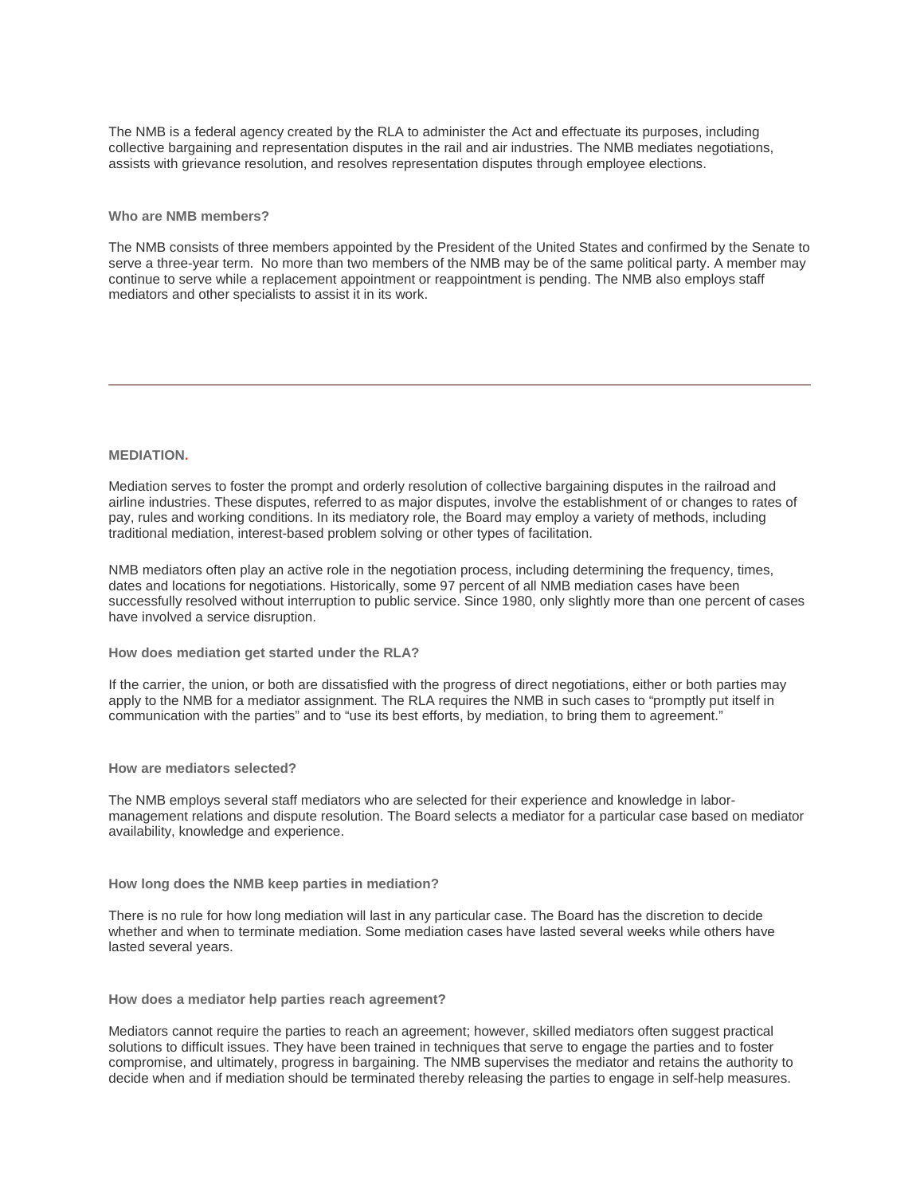The NMB is a federal agency created by the RLA to administer the Act and effectuate its purposes, including collective bargaining and representation disputes in the rail and air industries. The NMB mediates negotiations, assists with grievance resolution, and resolves representation disputes through employee elections.

**Who are NMB members?**

The NMB consists of three members appointed by the President of the United States and confirmed by the Senate to serve a three-year term. No more than two members of the NMB may be of the same political party. A member may continue to serve while a replacement appointment or reappointment is pending. The NMB also employs staff mediators and other specialists to assist it in its work.

---

## MEDIATION.

Mediation serves to foster the prompt and orderly resolution of collective bargaining disputes in the railroad and airline industries. These disputes, referred to as major disputes, involve the establishment of or changes to rates of pay, rules and working conditions. In its mediatory role, the Board may employ a variety of methods, including traditional mediation, interest-based problem solving or other types of facilitation.

NMB mediators often play an active role in the negotiation process, including determining the frequency, times, dates and locations for negotiations. Historically, some 97 percent of all NMB mediation cases have been successfully resolved without interruption to public service. Since 1980, only slightly more than one percent of cases have involved a service disruption.

**How does mediation get started under the RLA?**

If the carrier, the union, or both are dissatisfied with the progress of direct negotiations, either or both parties may apply to the NMB for a mediator assignment. The RLA requires the NMB in such cases to "promptly put itself in communication with the parties" and to "use its best efforts, by mediation, to bring them to agreement."

**How are mediators selected?**

The NMB employs several staff mediators who are selected for their experience and knowledge in labor-management relations and dispute resolution. The Board selects a mediator for a particular case based on mediator availability, knowledge and experience.

**How long does the NMB keep parties in mediation?**

There is no rule for how long mediation will last in any particular case. The Board has the discretion to decide whether and when to terminate mediation. Some mediation cases have lasted several weeks while others have lasted several years.

**How does a mediator help parties reach agreement?**

Mediators cannot require the parties to reach an agreement; however, skilled mediators often suggest practical solutions to difficult issues. They have been trained in techniques that serve to engage the parties and to foster compromise, and ultimately, progress in bargaining. The NMB supervises the mediator and retains the authority to decide when and if mediation should be terminated thereby releasing the parties to engage in self-help measures.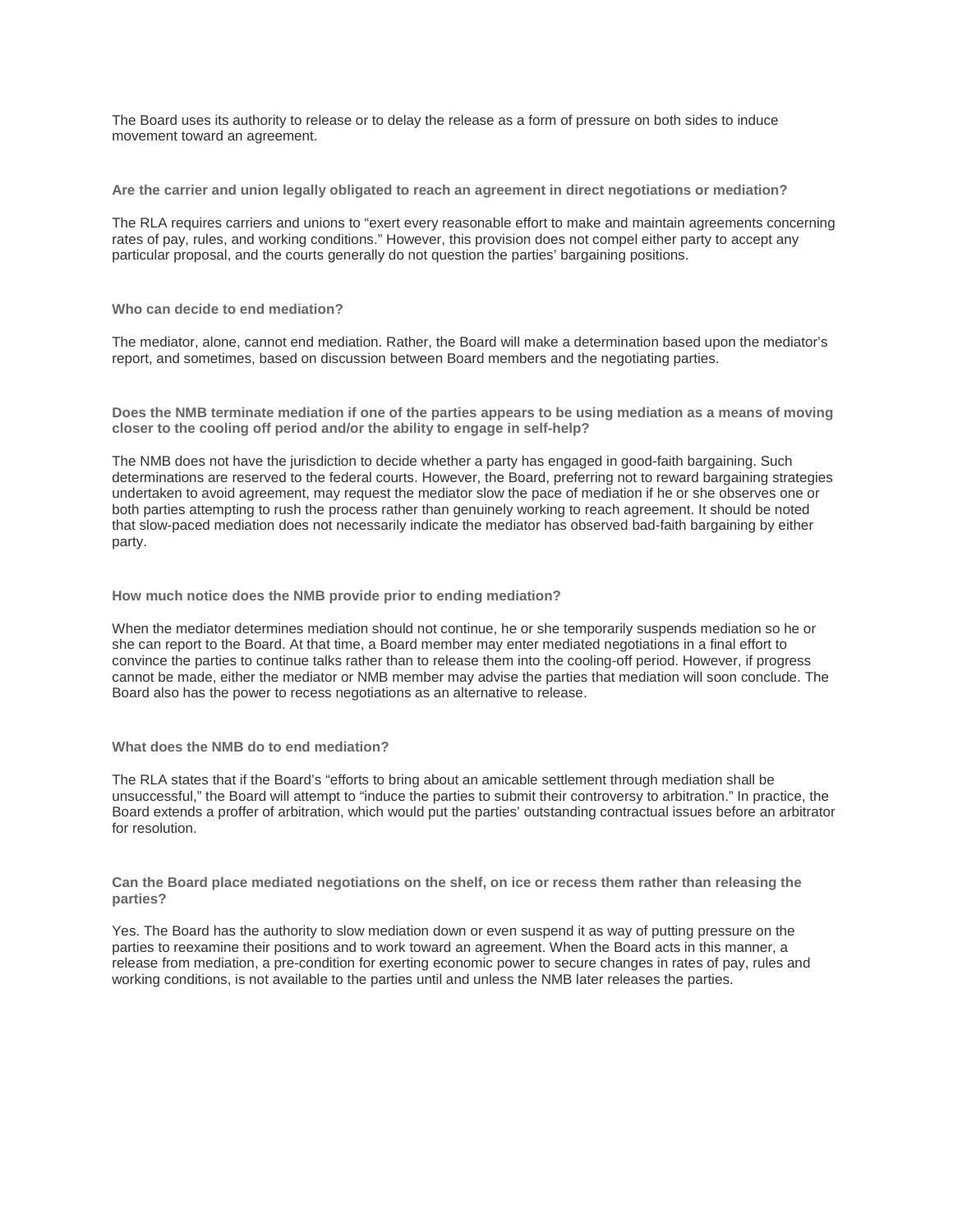The Board uses its authority to release or to delay the release as a form of pressure on both sides to induce movement toward an agreement.

**Are the carrier and union legally obligated to reach an agreement in direct negotiations or mediation?**

The RLA requires carriers and unions to "exert every reasonable effort to make and maintain agreements concerning rates of pay, rules, and working conditions." However, this provision does not compel either party to accept any particular proposal, and the courts generally do not question the parties' bargaining positions.

**Who can decide to end mediation?**

The mediator, alone, cannot end mediation. Rather, the Board will make a determination based upon the mediator's report, and sometimes, based on discussion between Board members and the negotiating parties.

**Does the NMB terminate mediation if one of the parties appears to be using mediation as a means of moving closer to the cooling off period and/or the ability to engage in self-help?**

The NMB does not have the jurisdiction to decide whether a party has engaged in good-faith bargaining. Such determinations are reserved to the federal courts. However, the Board, preferring not to reward bargaining strategies undertaken to avoid agreement, may request the mediator slow the pace of mediation if he or she observes one or both parties attempting to rush the process rather than genuinely working to reach agreement. It should be noted that slow-paced mediation does not necessarily indicate the mediator has observed bad-faith bargaining by either party.

**How much notice does the NMB provide prior to ending mediation?**

When the mediator determines mediation should not continue, he or she temporarily suspends mediation so he or she can report to the Board. At that time, a Board member may enter mediated negotiations in a final effort to convince the parties to continue talks rather than to release them into the cooling-off period. However, if progress cannot be made, either the mediator or NMB member may advise the parties that mediation will soon conclude. The Board also has the power to recess negotiations as an alternative to release.

**What does the NMB do to end mediation?**

The RLA states that if the Board's "efforts to bring about an amicable settlement through mediation shall be unsuccessful," the Board will attempt to "induce the parties to submit their controversy to arbitration." In practice, the Board extends a proffer of arbitration, which would put the parties' outstanding contractual issues before an arbitrator for resolution.

**Can the Board place mediated negotiations on the shelf, on ice or recess them rather than releasing the parties?**

Yes. The Board has the authority to slow mediation down or even suspend it as way of putting pressure on the parties to reexamine their positions and to work toward an agreement. When the Board acts in this manner, a release from mediation, a pre-condition for exerting economic power to secure changes in rates of pay, rules and working conditions, is not available to the parties until and unless the NMB later releases the parties.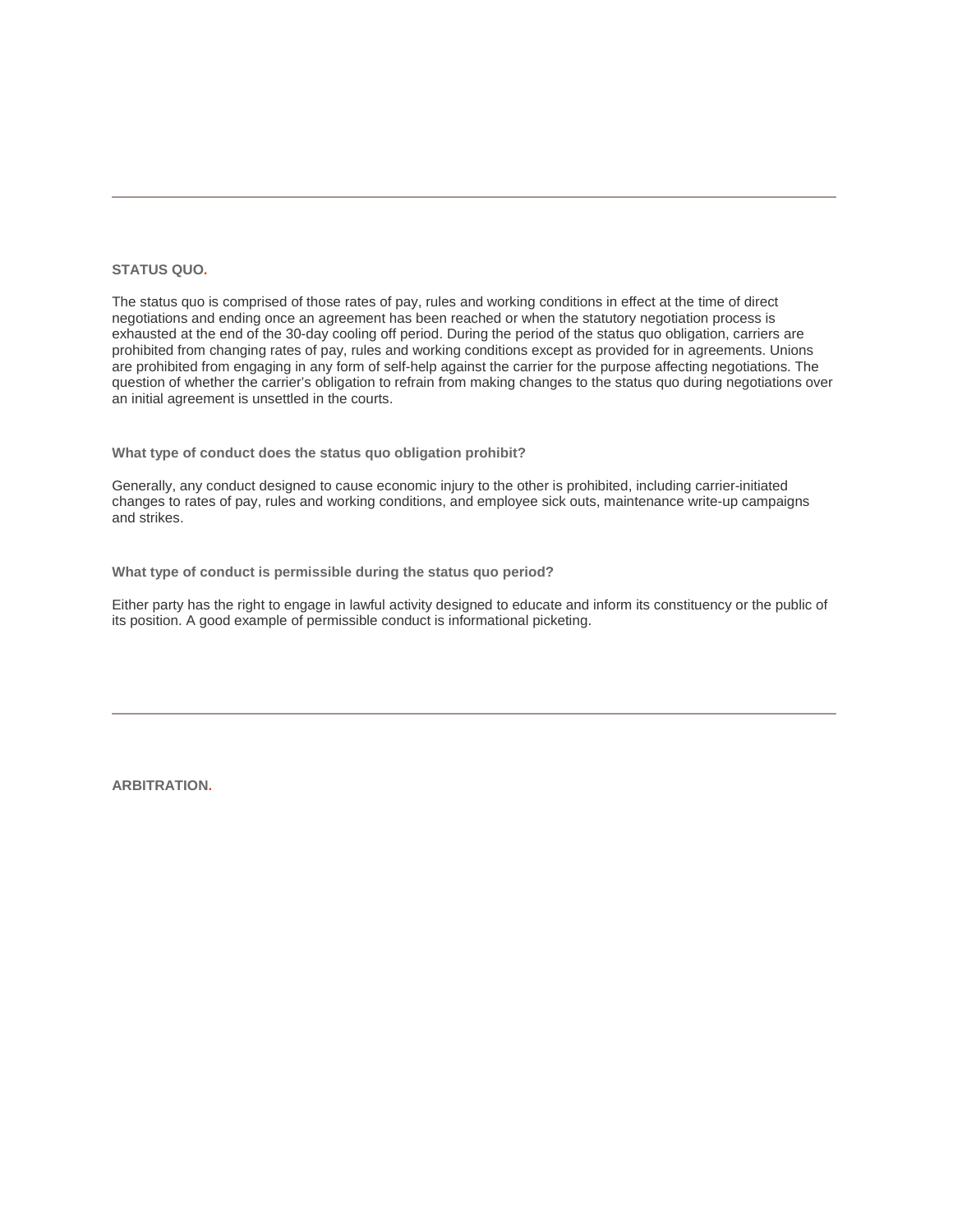---

## STATUS QUO.

The status quo is comprised of those rates of pay, rules and working conditions in effect at the time of direct negotiations and ending once an agreement has been reached or when the statutory negotiation process is exhausted at the end of the 30-day cooling off period. During the period of the status quo obligation, carriers are prohibited from changing rates of pay, rules and working conditions except as provided for in agreements. Unions are prohibited from engaging in any form of self-help against the carrier for the purpose affecting negotiations. The question of whether the carrier's obligation to refrain from making changes to the status quo during negotiations over an initial agreement is unsettled in the courts.

### What type of conduct does the status quo obligation prohibit?

Generally, any conduct designed to cause economic injury to the other is prohibited, including carrier-initiated changes to rates of pay, rules and working conditions, and employee sick outs, maintenance write-up campaigns and strikes.

### What type of conduct is permissible during the status quo period?

Either party has the right to engage in lawful activity designed to educate and inform its constituency or the public of its position. A good example of permissible conduct is informational picketing.

---

## ARBITRATION.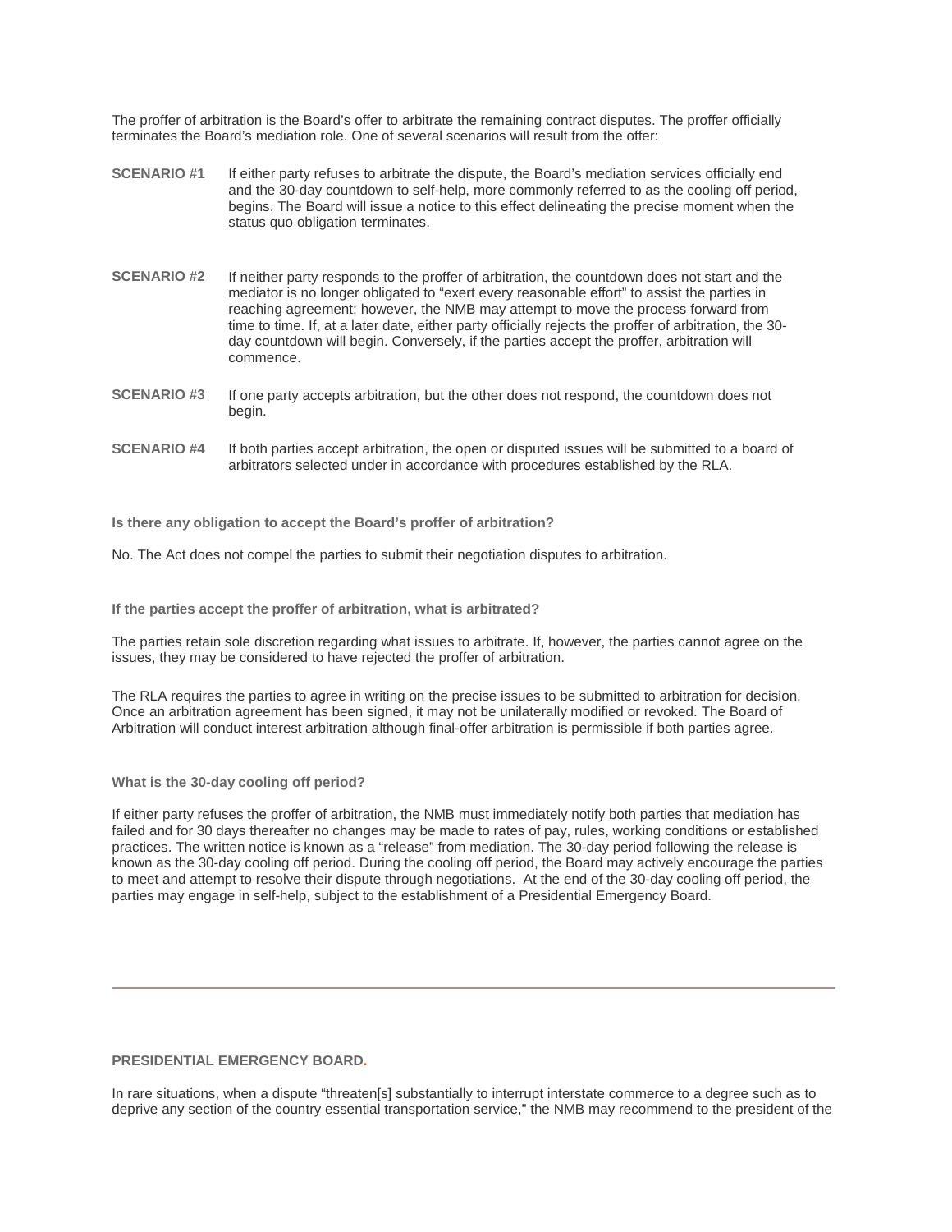The proffer of arbitration is the Board's offer to arbitrate the remaining contract disputes. The proffer officially terminates the Board's mediation role. One of several scenarios will result from the offer:

**SCENARIO #1** If either party refuses to arbitrate the dispute, the Board's mediation services officially end and the 30-day countdown to self-help, more commonly referred to as the cooling off period, begins. The Board will issue a notice to this effect delineating the precise moment when the status quo obligation terminates.

**SCENARIO #2** If neither party responds to the proffer of arbitration, the countdown does not start and the mediator is no longer obligated to "exert every reasonable effort" to assist the parties in reaching agreement; however, the NMB may attempt to move the process forward from time to time. If, at a later date, either party officially rejects the proffer of arbitration, the 30-day countdown will begin. Conversely, if the parties accept the proffer, arbitration will commence.

**SCENARIO #3** If one party accepts arbitration, but the other does not respond, the countdown does not begin.

**SCENARIO #4** If both parties accept arbitration, the open or disputed issues will be submitted to a board of arbitrators selected under in accordance with procedures established by the RLA.

**Is there any obligation to accept the Board's proffer of arbitration?**

No. The Act does not compel the parties to submit their negotiation disputes to arbitration.

**If the parties accept the proffer of arbitration, what is arbitrated?**

The parties retain sole discretion regarding what issues to arbitrate. If, however, the parties cannot agree on the issues, they may be considered to have rejected the proffer of arbitration.

The RLA requires the parties to agree in writing on the precise issues to be submitted to arbitration for decision. Once an arbitration agreement has been signed, it may not be unilaterally modified or revoked. The Board of Arbitration will conduct interest arbitration although final-offer arbitration is permissible if both parties agree.

**What is the 30-day cooling off period?**

If either party refuses the proffer of arbitration, the NMB must immediately notify both parties that mediation has failed and for 30 days thereafter no changes may be made to rates of pay, rules, working conditions or established practices. The written notice is known as a "release" from mediation. The 30-day period following the release is known as the 30-day cooling off period. During the cooling off period, the Board may actively encourage the parties to meet and attempt to resolve their dispute through negotiations. At the end of the 30-day cooling off period, the parties may engage in self-help, subject to the establishment of a Presidential Emergency Board.

---

## PRESIDENTIAL EMERGENCY BOARD.

In rare situations, when a dispute "threaten[s] substantially to interrupt interstate commerce to a degree such as to deprive any section of the country essential transportation service," the NMB may recommend to the president of the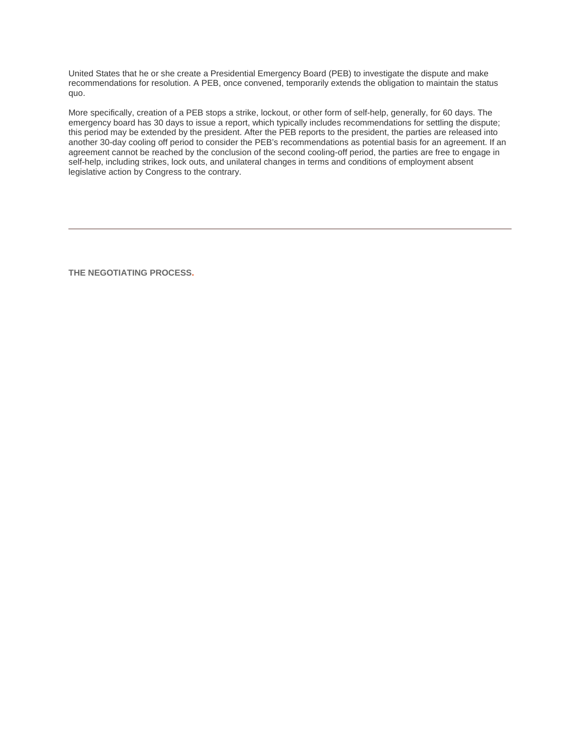United States that he or she create a Presidential Emergency Board (PEB) to investigate the dispute and make recommendations for resolution. A PEB, once convened, temporarily extends the obligation to maintain the status quo.

More specifically, creation of a PEB stops a strike, lockout, or other form of self-help, generally, for 60 days. The emergency board has 30 days to issue a report, which typically includes recommendations for settling the dispute; this period may be extended by the president. After the PEB reports to the president, the parties are released into another 30-day cooling off period to consider the PEB's recommendations as potential basis for an agreement. If an agreement cannot be reached by the conclusion of the second cooling-off period, the parties are free to engage in self-help, including strikes, lock outs, and unilateral changes in terms and conditions of employment absent legislative action by Congress to the contrary.

---

**THE NEGOTIATING PROCESS.**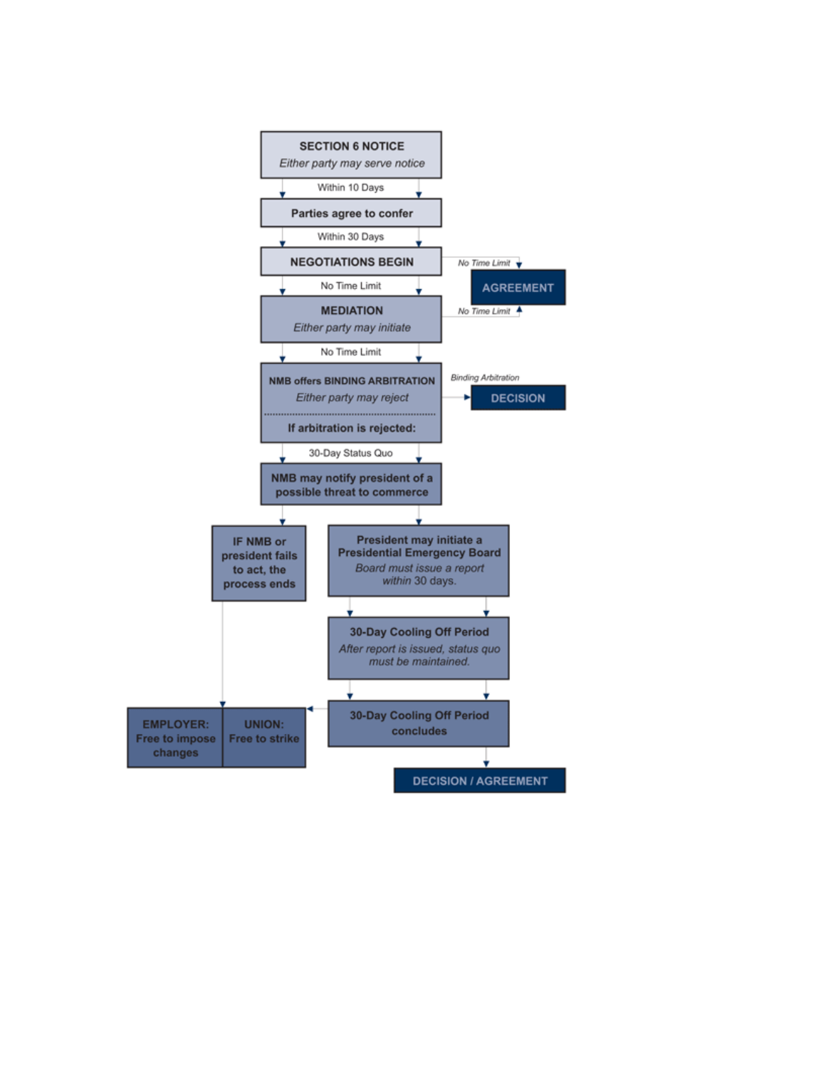SECTION 6 NOTICE
*Either party may serve notice*

Within 10 Days

Parties agree to confer

Within 30 Days

NEGOTIATIONS BEGIN

No Time Limit

AGREEMENT

No Time Limit

No Time Limit

MEDIATION
*Either party may initiate*

No Time Limit

NMB offers BINDING ARBITRATION
*Either party may reject*

*Binding Arbitration*

DECISION

If arbitration is rejected:

30-Day Status Quo

NMB may notify president of a possible threat to commerce

IF NMB or president fails to act, the process ends

President may initiate a Presidential Emergency Board
*Board must issue a report within 30 days.*

30-Day Cooling Off Period
*After report is issued, status quo must be maintained.*

30-Day Cooling Off Period concludes

EMPLOYER: Free to impose changes

UNION: Free to strike

DECISION / AGREEMENT